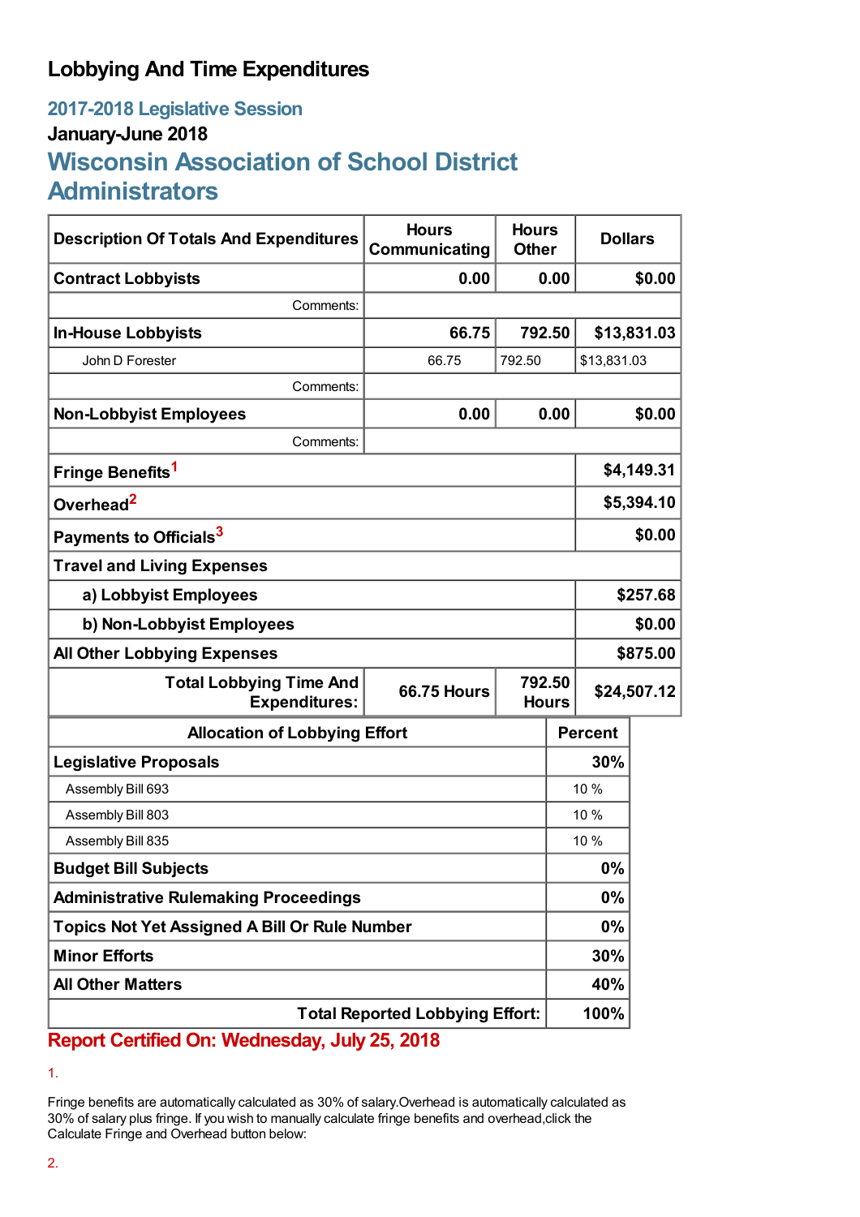# Lobbying And Time Expenditures

## 2017-2018 Legislative Session

### January-June 2018

## Wisconsin Association of School District Administrators

| Description Of Totals And Expenditures | Hours Communicating | Hours Other | Dollars |
|---|---|---|---|
| **Contract Lobbyists** | **0.00** | **0.00** | **$0.00** |
| Comments: | | | |
| **In-House Lobbyists** | **66.75** | **792.50** | **$13,831.03** |
| John D Forester | 66.75 | 792.50 | $13,831.03 |
| Comments: | | | |
| **Non-Lobbyist Employees** | **0.00** | **0.00** | **$0.00** |
| Comments: | | | |
| **Fringe Benefits**[1] | | | **$4,149.31** |
| **Overhead**[2] | | | **$5,394.10** |
| **Payments to Officials**[3] | | | **$0.00** |
| **Travel and Living Expenses** | | | |
| **a) Lobbyist Employees** | | | **$257.68** |
| **b) Non-Lobbyist Employees** | | | **$0.00** |
| **All Other Lobbying Expenses** | | | **$875.00** |
| **Total Lobbying Time And Expenditures:** | **66.75 Hours** | **792.50 Hours** | **$24,507.12** |

| Allocation of Lobbying Effort | Percent |
|---|---|
| **Legislative Proposals** | **30%** |
| Assembly Bill 693 | 10 % |
| Assembly Bill 803 | 10 % |
| Assembly Bill 835 | 10 % |
| **Budget Bill Subjects** | **0%** |
| **Administrative Rulemaking Proceedings** | **0%** |
| **Topics Not Yet Assigned A Bill Or Rule Number** | **0%** |
| **Minor Efforts** | **30%** |
| **All Other Matters** | **40%** |
| **Total Reported Lobbying Effort:** | **100%** |

**Report Certified On: Wednesday, July 25, 2018**

1.

Fringe benefits are automatically calculated as 30% of salary.Overhead is automatically calculated as 30% of salary plus fringe. If you wish to manually calculate fringe benefits and overhead,click the Calculate Fringe and Overhead button below:

2.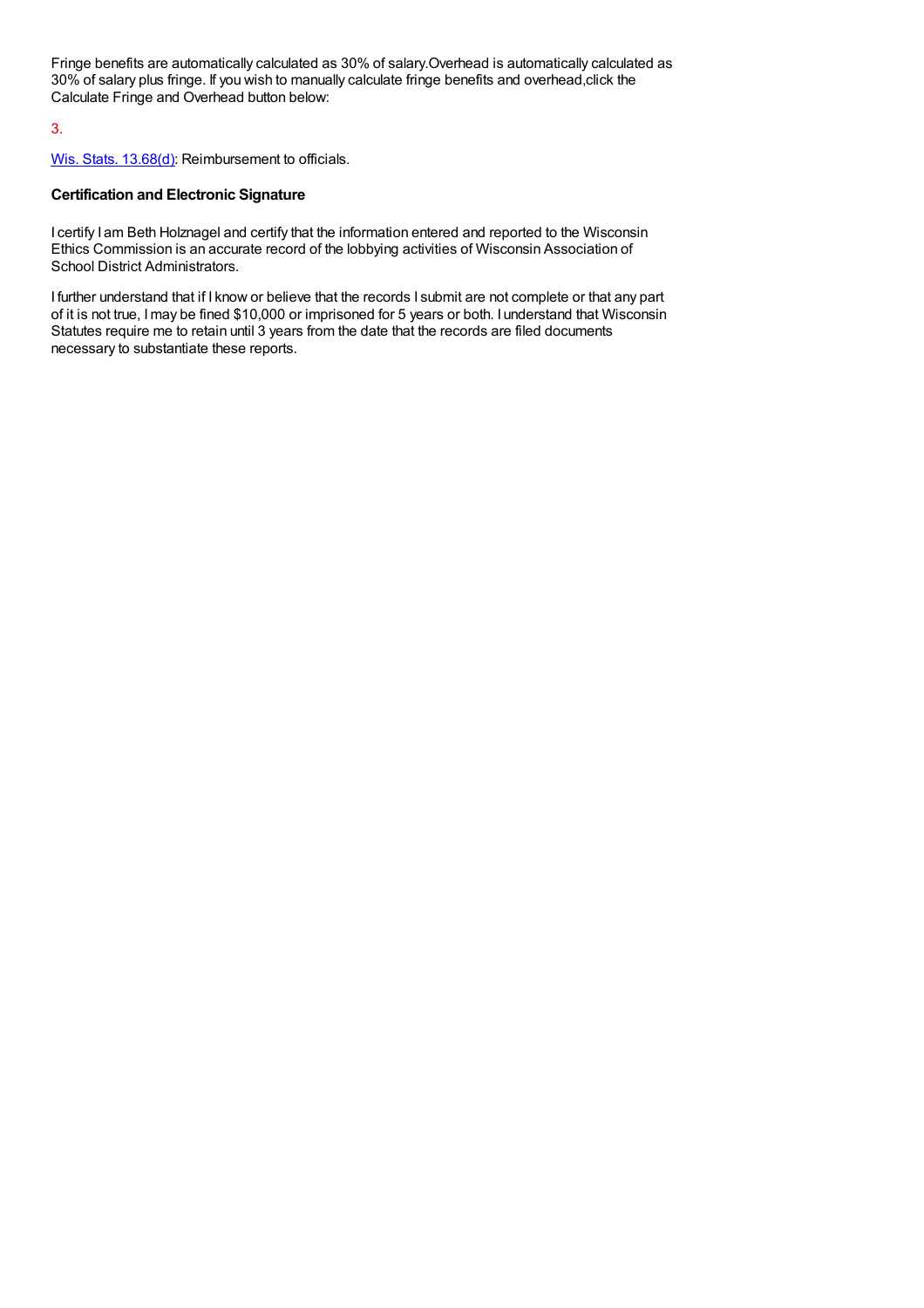Fringe benefits are automatically calculated as 30% of salary.Overhead is automatically calculated as 30% of salary plus fringe. If you wish to manually calculate fringe benefits and overhead,click the Calculate Fringe and Overhead button below:

3.

Wis. Stats. 13.68(d): Reimbursement to officials.

**Certification and Electronic Signature**

I certify I am Beth Holznagel and certify that the information entered and reported to the Wisconsin Ethics Commission is an accurate record of the lobbying activities of Wisconsin Association of School District Administrators.

I further understand that if I know or believe that the records I submit are not complete or that any part of it is not true, I may be fined $10,000 or imprisoned for 5 years or both. I understand that Wisconsin Statutes require me to retain until 3 years from the date that the records are filed documents necessary to substantiate these reports.